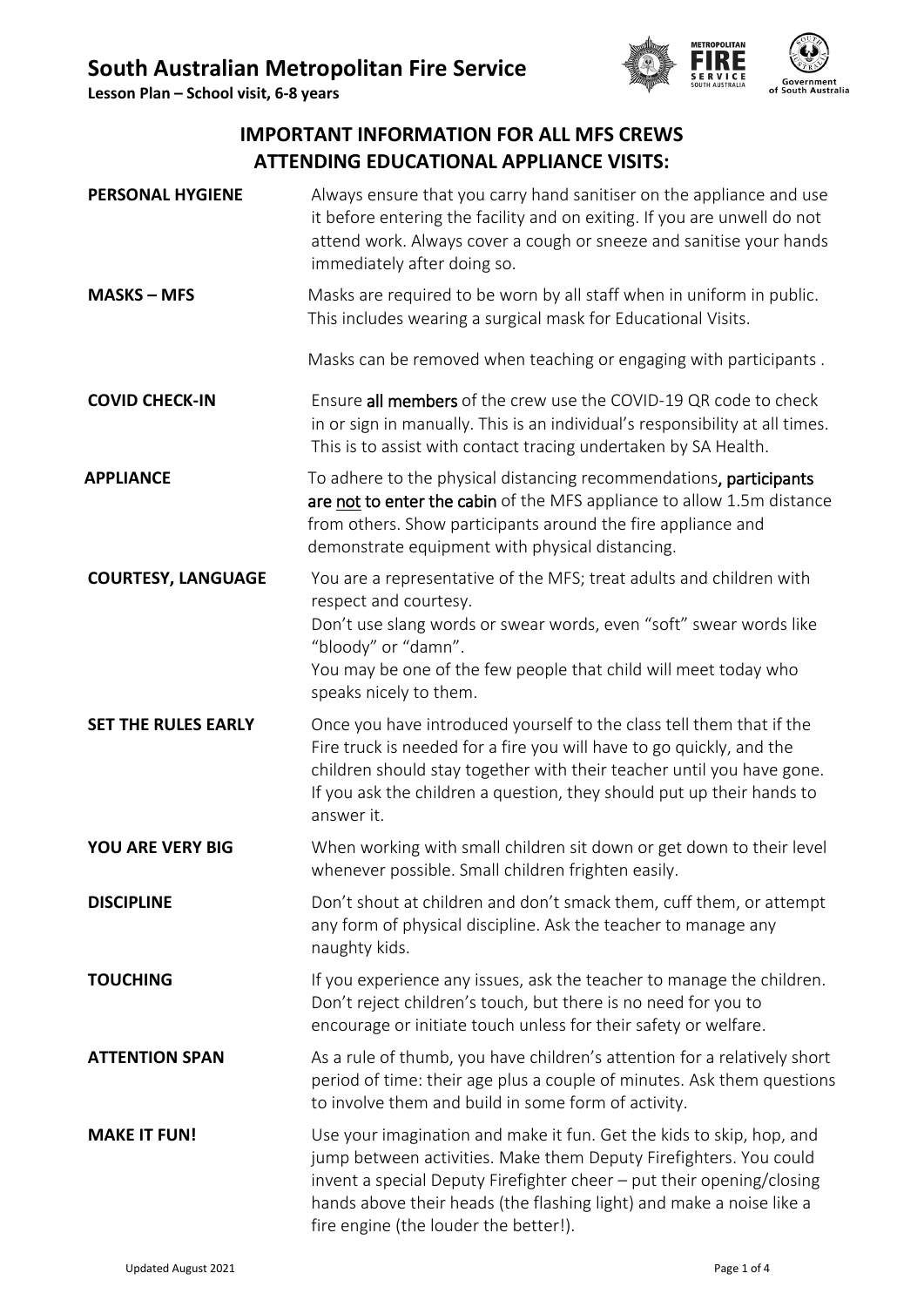# South Australian Metropolitan Fire Service

**Lesson Plan – School visit, 6-8 years**

## IMPORTANT INFORMATION FOR ALL MFS CREWS ATTENDING EDUCATIONAL APPLIANCE VISITS:

**PERSONAL HYGIENE**

Always ensure that you carry hand sanitiser on the appliance and use it before entering the facility and on exiting. If you are unwell do not attend work. Always cover a cough or sneeze and sanitise your hands immediately after doing so.

**MASKS – MFS**

Masks are required to be worn by all staff when in uniform in public. This includes wearing a surgical mask for Educational Visits.

Masks can be removed when teaching or engaging with participants .

**COVID CHECK-IN**

Ensure **all members** of the crew use the COVID-19 QR code to check in or sign in manually. This is an individual's responsibility at all times. This is to assist with contact tracing undertaken by SA Health.

**APPLIANCE**

To adhere to the physical distancing recommendations**, participants are not to enter the cabin** of the MFS appliance to allow 1.5m distance from others. Show participants around the fire appliance and demonstrate equipment with physical distancing.

**COURTESY, LANGUAGE**

You are a representative of the MFS; treat adults and children with respect and courtesy.
Don't use slang words or swear words, even "soft" swear words like "bloody" or "damn".
You may be one of the few people that child will meet today who speaks nicely to them.

**SET THE RULES EARLY**

Once you have introduced yourself to the class tell them that if the Fire truck is needed for a fire you will have to go quickly, and the children should stay together with their teacher until you have gone. If you ask the children a question, they should put up their hands to answer it.

**YOU ARE VERY BIG**

When working with small children sit down or get down to their level whenever possible. Small children frighten easily.

**DISCIPLINE**

Don't shout at children and don't smack them, cuff them, or attempt any form of physical discipline. Ask the teacher to manage any naughty kids.

**TOUCHING**

If you experience any issues, ask the teacher to manage the children. Don't reject children's touch, but there is no need for you to encourage or initiate touch unless for their safety or welfare.

**ATTENTION SPAN**

As a rule of thumb, you have children's attention for a relatively short period of time: their age plus a couple of minutes. Ask them questions to involve them and build in some form of activity.

**MAKE IT FUN!**

Use your imagination and make it fun. Get the kids to skip, hop, and jump between activities. Make them Deputy Firefighters. You could invent a special Deputy Firefighter cheer – put their opening/closing hands above their heads (the flashing light) and make a noise like a fire engine (the louder the better!).

Updated August 2021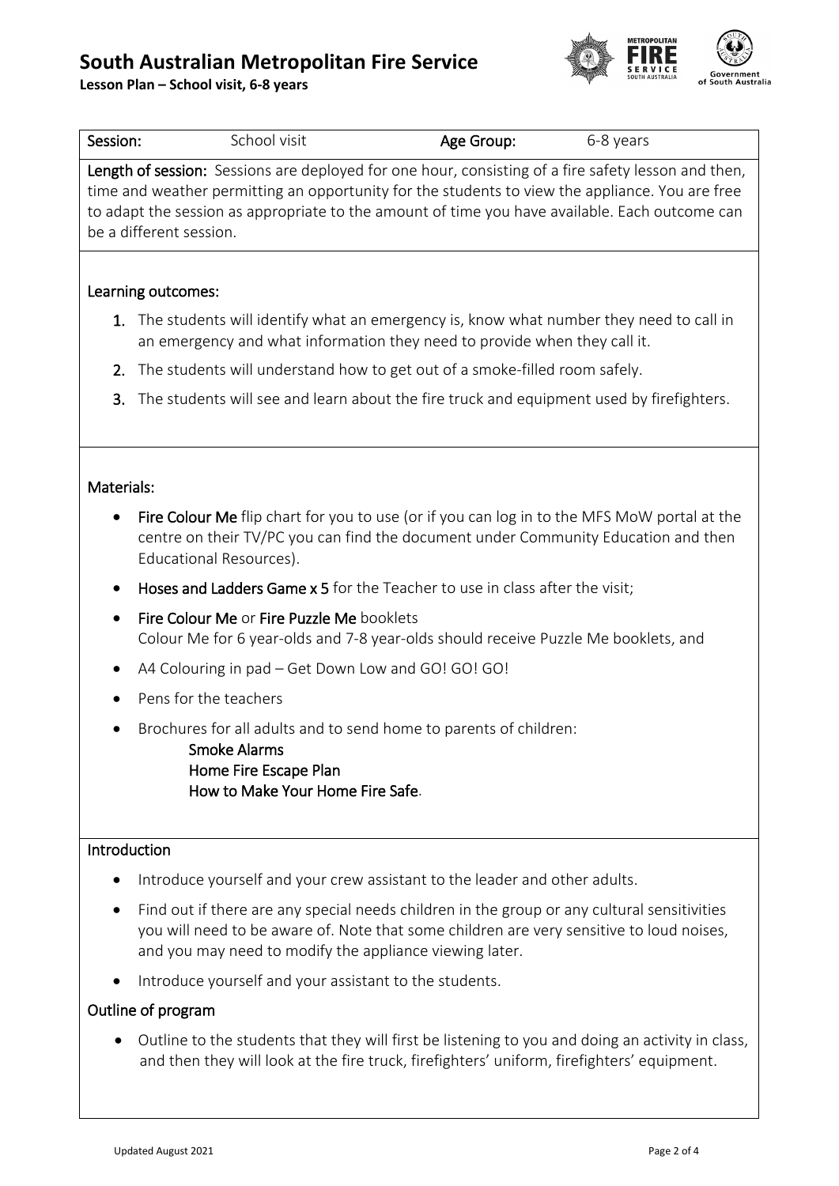# South Australian Metropolitan Fire Service

**Lesson Plan – School visit, 6-8 years**

| **Session:** | School visit | **Age Group:** | 6-8 years |
| --- | --- | --- | --- |

**Length of session:** Sessions are deployed for one hour, consisting of a fire safety lesson and then, time and weather permitting an opportunity for the students to view the appliance. You are free to adapt the session as appropriate to the amount of time you have available. Each outcome can be a different session.

## Learning outcomes:

1. The students will identify what an emergency is, know what number they need to call in an emergency and what information they need to provide when they call it.
2. The students will understand how to get out of a smoke-filled room safely.
3. The students will see and learn about the fire truck and equipment used by firefighters.

## Materials:

- **Fire Colour Me** flip chart for you to use (or if you can log in to the MFS MoW portal at the centre on their TV/PC you can find the document under Community Education and then Educational Resources).
- **Hoses and Ladders Game x 5** for the Teacher to use in class after the visit;
- **Fire Colour Me** or **Fire Puzzle Me** booklets
  Colour Me for 6 year-olds and 7-8 year-olds should receive Puzzle Me booklets, and
- A4 Colouring in pad – Get Down Low and GO! GO! GO!
- Pens for the teachers
- Brochures for all adults and to send home to parents of children:
  - **Smoke Alarms**
  - **Home Fire Escape Plan**
  - **How to Make Your Home Fire Safe**.

## Introduction

- Introduce yourself and your crew assistant to the leader and other adults.
- Find out if there are any special needs children in the group or any cultural sensitivities you will need to be aware of. Note that some children are very sensitive to loud noises, and you may need to modify the appliance viewing later.
- Introduce yourself and your assistant to the students.

## Outline of program

- Outline to the students that they will first be listening to you and doing an activity in class, and then they will look at the fire truck, firefighters' uniform, firefighters' equipment.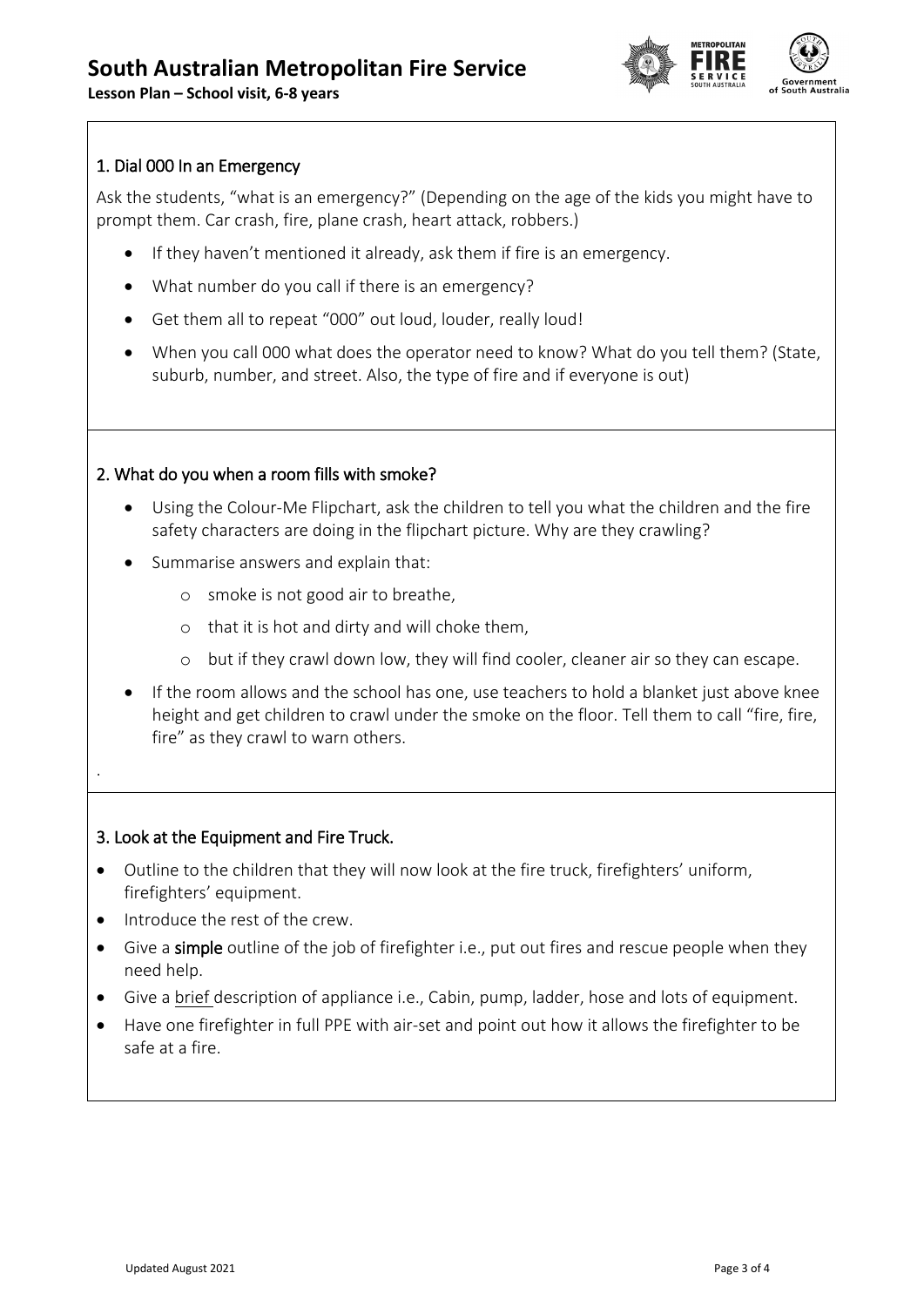## 1. Dial 000 In an Emergency

Ask the students, "what is an emergency?" (Depending on the age of the kids you might have to prompt them. Car crash, fire, plane crash, heart attack, robbers.)

- If they haven't mentioned it already, ask them if fire is an emergency.
- What number do you call if there is an emergency?
- Get them all to repeat "000" out loud, louder, really loud!
- When you call 000 what does the operator need to know? What do you tell them? (State, suburb, number, and street. Also, the type of fire and if everyone is out)

## 2. What do you when a room fills with smoke?

- Using the Colour-Me Flipchart, ask the children to tell you what the children and the fire safety characters are doing in the flipchart picture. Why are they crawling?
- Summarise answers and explain that:
    - smoke is not good air to breathe,
    - that it is hot and dirty and will choke them,
    - but if they crawl down low, they will find cooler, cleaner air so they can escape.
- If the room allows and the school has one, use teachers to hold a blanket just above knee height and get children to crawl under the smoke on the floor. Tell them to call "fire, fire, fire" as they crawl to warn others.

.

## 3. Look at the Equipment and Fire Truck.

- Outline to the children that they will now look at the fire truck, firefighters' uniform, firefighters' equipment.
- Introduce the rest of the crew.
- Give a **simple** outline of the job of firefighter i.e., put out fires and rescue people when they need help.
- Give a <u>brief</u> description of appliance i.e., Cabin, pump, ladder, hose and lots of equipment.
- Have one firefighter in full PPE with air-set and point out how it allows the firefighter to be safe at a fire.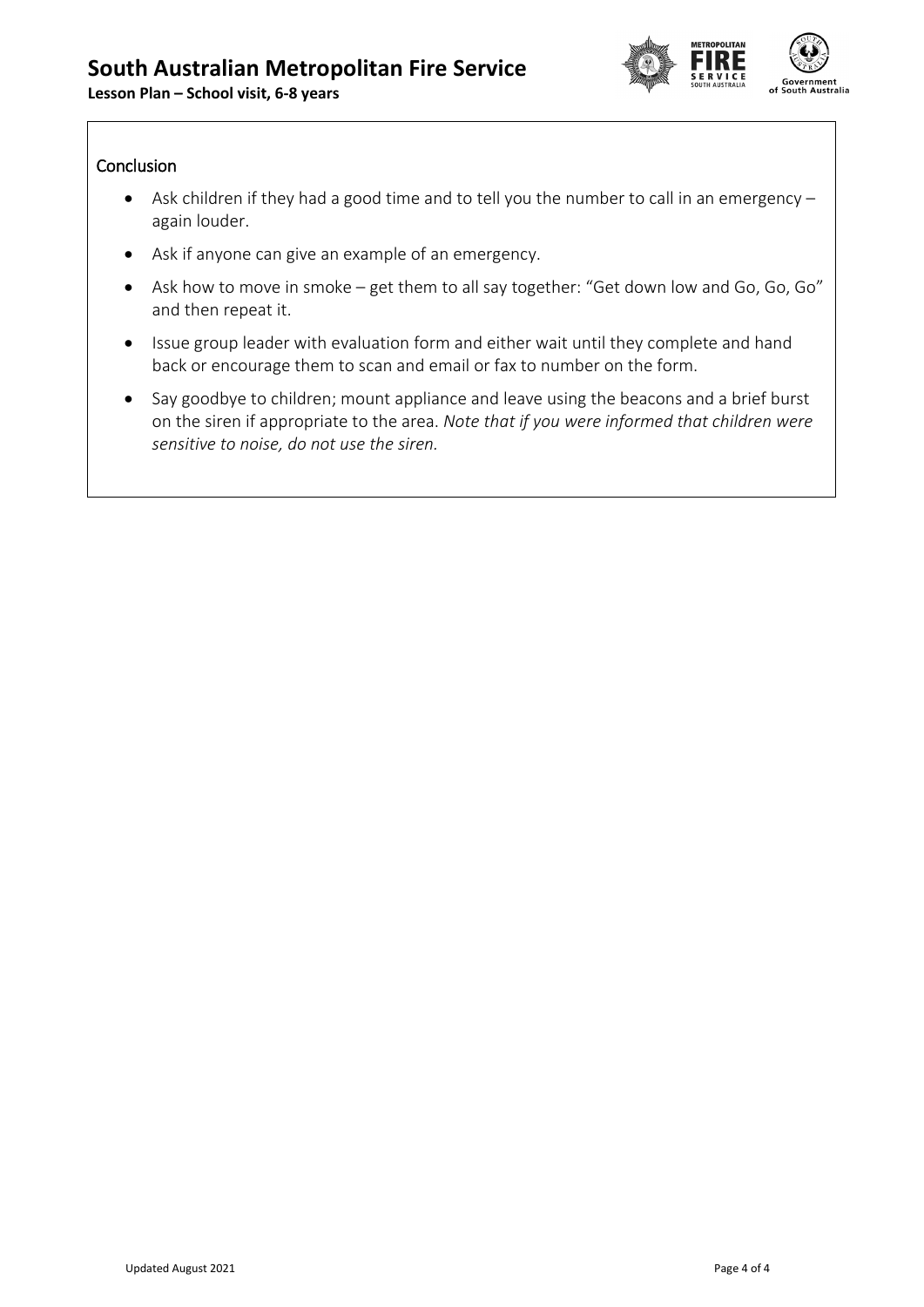## Conclusion

- Ask children if they had a good time and to tell you the number to call in an emergency – again louder.
- Ask if anyone can give an example of an emergency.
- Ask how to move in smoke – get them to all say together: "Get down low and Go, Go, Go" and then repeat it.
- Issue group leader with evaluation form and either wait until they complete and hand back or encourage them to scan and email or fax to number on the form.
- Say goodbye to children; mount appliance and leave using the beacons and a brief burst on the siren if appropriate to the area. *Note that if you were informed that children were sensitive to noise, do not use the siren.*

Updated August 2021